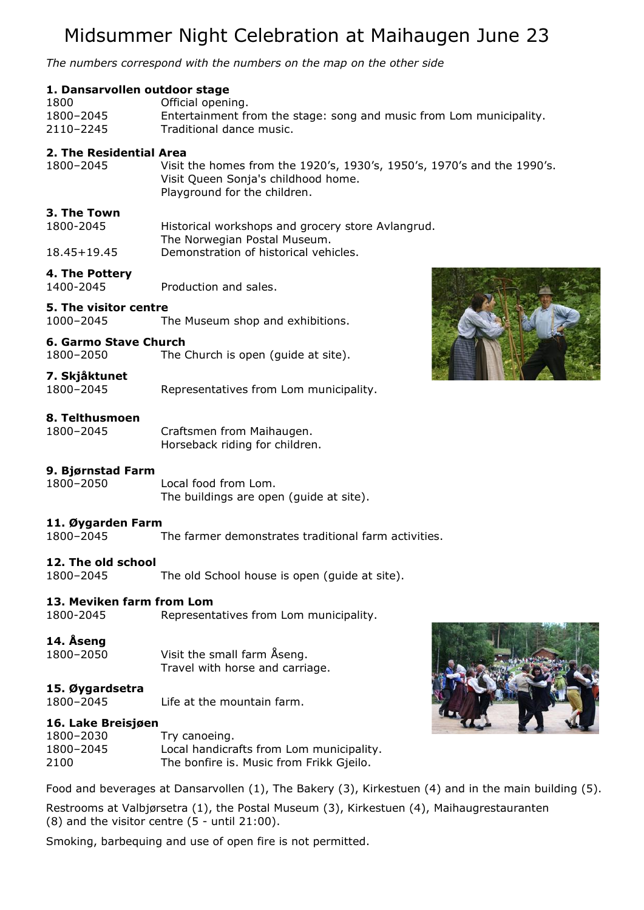# Midsummer Night Celebration at Maihaugen June 23

*The numbers correspond with the numbers on the map on the other side*

**1. Dansarvollen outdoor stage**

1800 Official opening.
1800–2045 Entertainment from the stage: song and music from Lom municipality.
2110–2245 Traditional dance music.

**2. The Residential Area**

1800–2045 Visit the homes from the 1920's, 1930's, 1950's, 1970's and the 1990's.
Visit Queen Sonja's childhood home.
Playground for the children.

**3. The Town**

1800-2045 Historical workshops and grocery store Avlangrud.
The Norwegian Postal Museum.
18.45+19.45 Demonstration of historical vehicles.

**4. The Pottery**

1400-2045 Production and sales.

**5. The visitor centre**

1000–2045 The Museum shop and exhibitions.

**6. Garmo Stave Church**

1800–2050 The Church is open (guide at site).

**7. Skjåktunet**

1800–2045 Representatives from Lom municipality.

**8. Telthusmoen**

1800–2045 Craftsmen from Maihaugen.
Horseback riding for children.

**9. Bjørnstad Farm**

1800–2050 Local food from Lom.
The buildings are open (guide at site).

**11. Øygarden Farm**

1800–2045 The farmer demonstrates traditional farm activities.

**12. The old school**

1800–2045 The old School house is open (guide at site).

**13. Meviken farm from Lom**

1800-2045 Representatives from Lom municipality.

**14. Åseng**

1800–2050 Visit the small farm Åseng.
Travel with horse and carriage.

**15. Øygardsetra**

1800–2045 Life at the mountain farm.

**16. Lake Breisjøen**

1800–2030 Try canoeing.
1800–2045 Local handicrafts from Lom municipality.
2100 The bonfire is. Music from Frikk Gjeilo.

Food and beverages at Dansarvollen (1), The Bakery (3), Kirkestuen (4) and in the main building (5).

Restrooms at Valbjørsetra (1), the Postal Museum (3), Kirkestuen (4), Maihaugrestauranten (8) and the visitor centre (5 - until 21:00).

Smoking, barbequing and use of open fire is not permitted.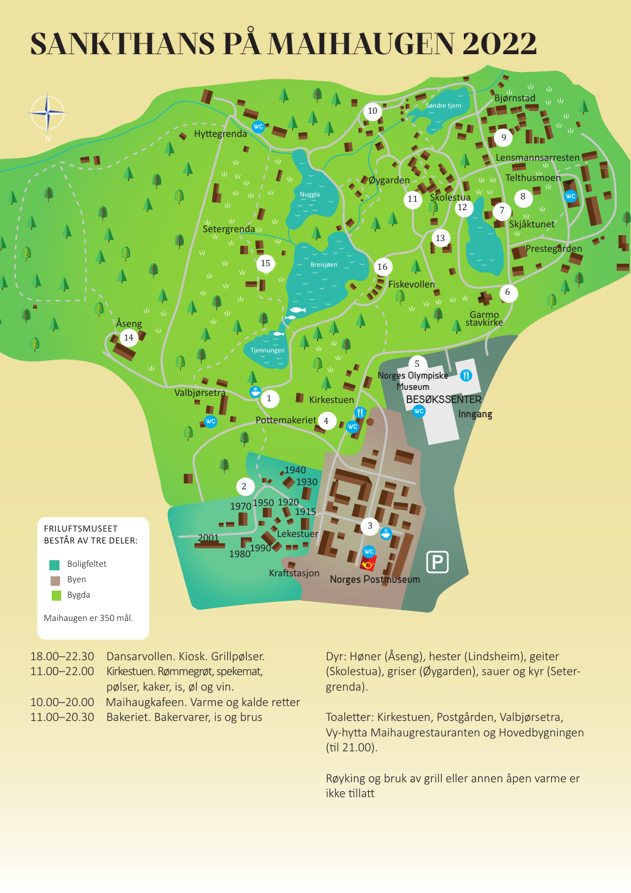# SANKTHANS PÅ MAIHAUGEN 2022

Hyttegrenda
Søndre tjern
Bjørnstad
Nuggla
Øygarden
Skolestua
Lensmannsarresten
Telthusmoen
Setergrenda
Skjåktunet
Prestegården
Breisjøen
Fiskevollen
Garmo stavkirke
Åseng
Tjennungen
Norges Olympiske Museum
BESØKSSENTER
Inngang
Valbjørsetra
Kirkestuen
Pottemakeriet
1940
1930
1970
1950
1920
1915
2001
Lekestuer
1980
1990
Kraftstasjon
Norges Postmuseum

FRILUFTSMUSEET BESTÅR AV TRE DELER:

- Boligfeltet
- Byen
- Bygda

Maihaugen er 350 mål.

| | |
|---|---|
| 18.00–22.30 | Dansarvollen. Kiosk. Grillpølser. |
| 11.00–22.00 | Kirkestuen. Rømmegrøt, spekemat, pølser, kaker, is, øl og vin. |
| 10.00–20.00 | Maihaugkafeen. Varme og kalde retter |
| 11.00–20.30 | Bakeriet. Bakervarer, is og brus |

Dyr: Høner (Åseng), hester (Lindsheim), geiter (Skolestua), griser (Øygarden), sauer og kyr (Setergrenda).

Toaletter: Kirkestuen, Postgården, Valbjørsetra, Vy-hytta Maihaugrestauranten og Hovedbygningen (til 21.00).

Røyking og bruk av grill eller annen åpen varme er ikke tillatt